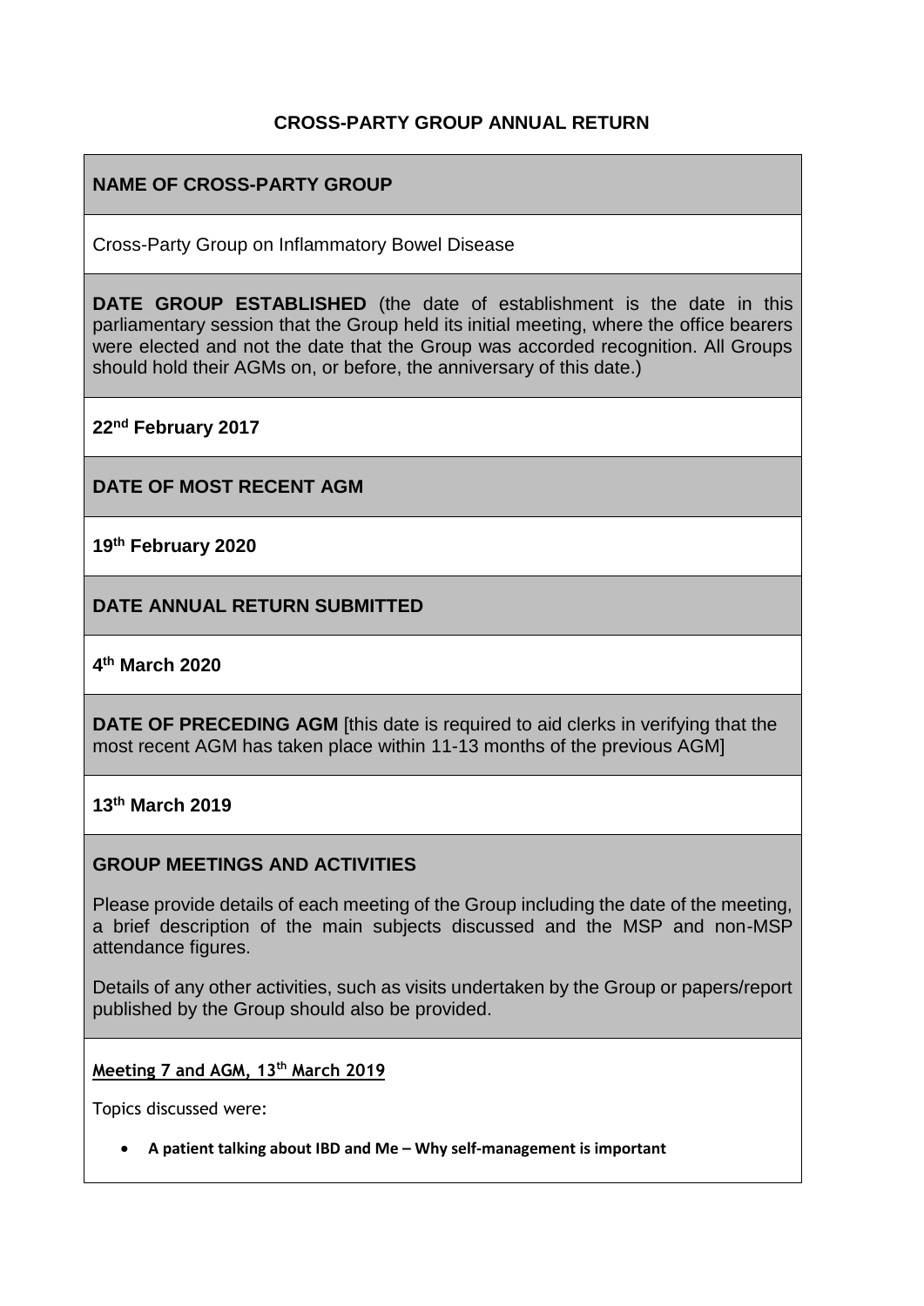# CROSS-PARTY GROUP ANNUAL RETURN

## NAME OF CROSS-PARTY GROUP

Cross-Party Group on Inflammatory Bowel Disease

**DATE GROUP ESTABLISHED** (the date of establishment is the date in this parliamentary session that the Group held its initial meeting, where the office bearers were elected and not the date that the Group was accorded recognition. All Groups should hold their AGMs on, or before, the anniversary of this date.)

**22nd February 2017**

## DATE OF MOST RECENT AGM

**19th February 2020**

## DATE ANNUAL RETURN SUBMITTED

**4th March 2020**

**DATE OF PRECEDING AGM** [this date is required to aid clerks in verifying that the most recent AGM has taken place within 11-13 months of the previous AGM]

**13th March 2019**

## GROUP MEETINGS AND ACTIVITIES

Please provide details of each meeting of the Group including the date of the meeting, a brief description of the main subjects discussed and the MSP and non-MSP attendance figures.

Details of any other activities, such as visits undertaken by the Group or papers/report published by the Group should also be provided.

**Meeting 7 and AGM, 13th March 2019**

Topics discussed were:

- **A patient talking about IBD and Me – Why self-management is important**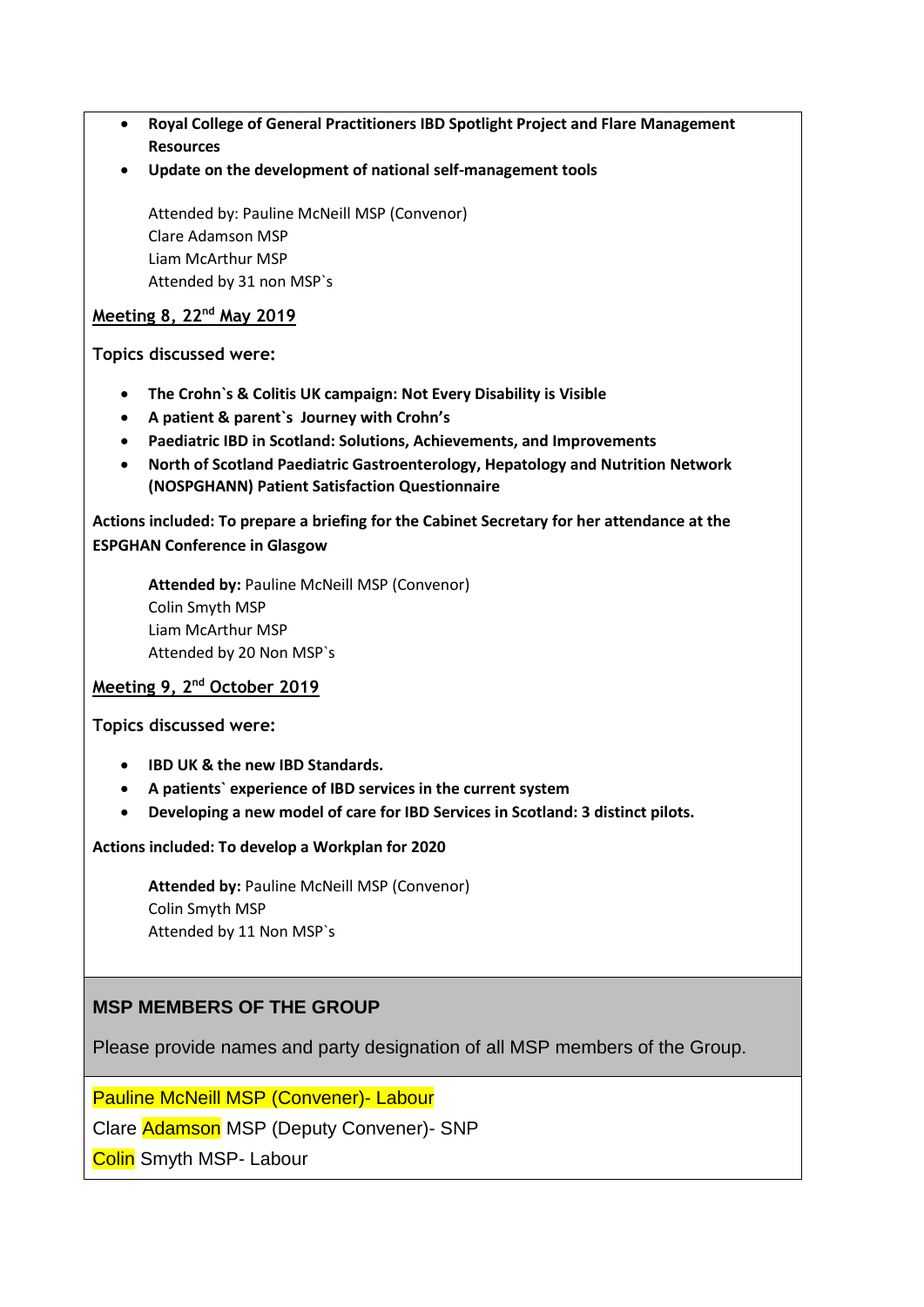- **Royal College of General Practitioners IBD Spotlight Project and Flare Management Resources**
- **Update on the development of national self-management tools**

  Attended by: Pauline McNeill MSP (Convenor)
  Clare Adamson MSP
  Liam McArthur MSP
  Attended by 31 non MSP`s

**Meeting 8, 22nd May 2019**

**Topics discussed were:**

- **The Crohn`s & Colitis UK campaign: Not Every Disability is Visible**
- **A patient & parent`s Journey with Crohn's**
- **Paediatric IBD in Scotland: Solutions, Achievements, and Improvements**
- **North of Scotland Paediatric Gastroenterology, Hepatology and Nutrition Network (NOSPGHANN) Patient Satisfaction Questionnaire**

**Actions included: To prepare a briefing for the Cabinet Secretary for her attendance at the ESPGHAN Conference in Glasgow**

  **Attended by:** Pauline McNeill MSP (Convenor)
  Colin Smyth MSP
  Liam McArthur MSP
  Attended by 20 Non MSP`s

**Meeting 9, 2nd October 2019**

**Topics discussed were:**

- **IBD UK & the new IBD Standards.**
- **A patients` experience of IBD services in the current system**
- **Developing a new model of care for IBD Services in Scotland: 3 distinct pilots.**

**Actions included: To develop a Workplan for 2020**

  **Attended by:** Pauline McNeill MSP (Convenor)
  Colin Smyth MSP
  Attended by 11 Non MSP`s

## MSP MEMBERS OF THE GROUP

Please provide names and party designation of all MSP members of the Group.

Pauline McNeill MSP (Convener)- Labour

Clare Adamson MSP (Deputy Convener)- SNP

Colin Smyth MSP- Labour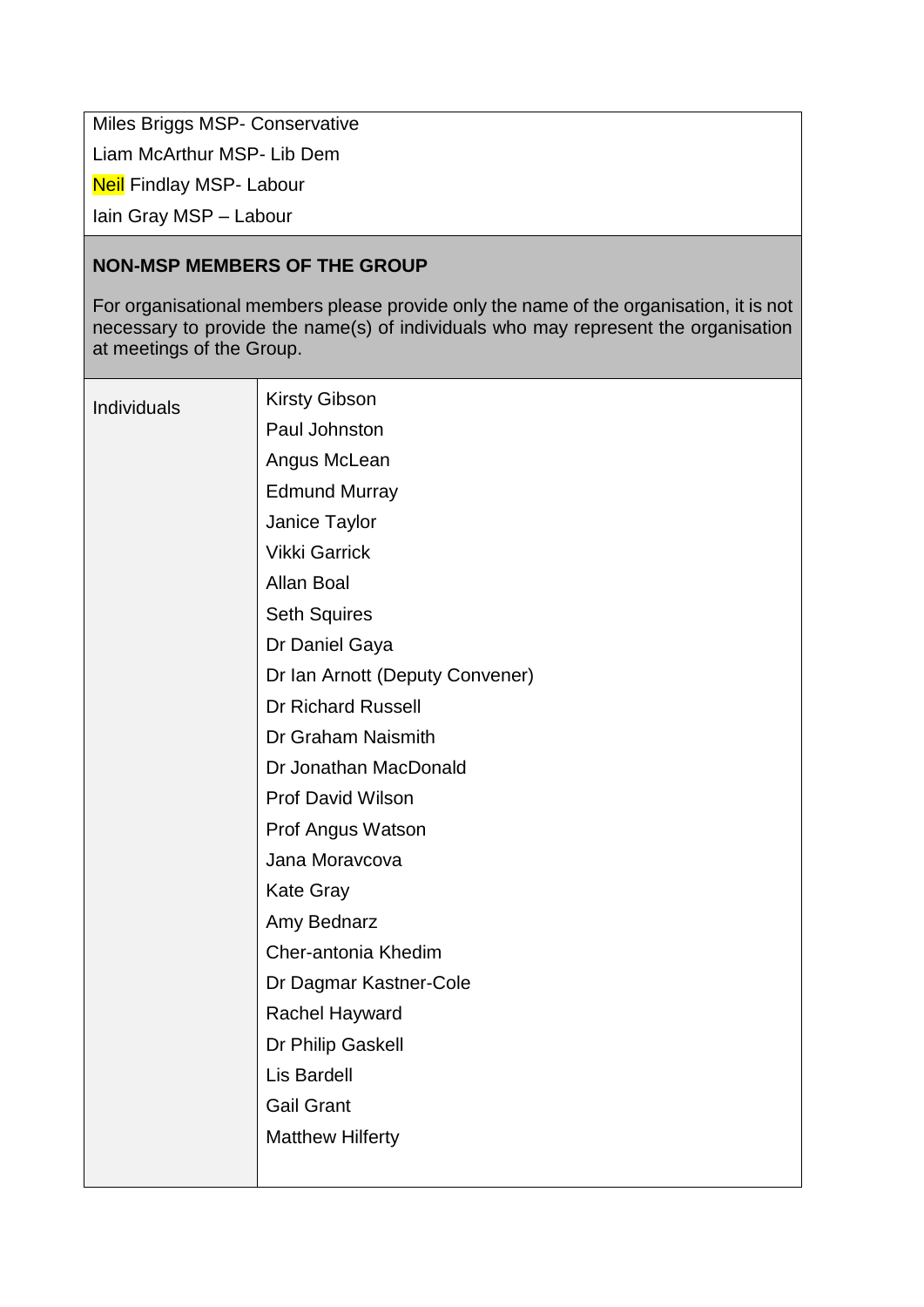| |
|---|
| Miles Briggs MSP- Conservative<br>Liam McArthur MSP- Lib Dem<br>Neil Findlay MSP- Labour<br>Iain Gray MSP – Labour |

**NON-MSP MEMBERS OF THE GROUP**

For organisational members please provide only the name of the organisation, it is not necessary to provide the name(s) of individuals who may represent the organisation at meetings of the Group.

| Individuals | Kirsty Gibson<br>Paul Johnston<br>Angus McLean<br>Edmund Murray<br>Janice Taylor<br>Vikki Garrick<br>Allan Boal<br>Seth Squires<br>Dr Daniel Gaya<br>Dr Ian Arnott (Deputy Convener)<br>Dr Richard Russell<br>Dr Graham Naismith<br>Dr Jonathan MacDonald<br>Prof David Wilson<br>Prof Angus Watson<br>Jana Moravcova<br>Kate Gray<br>Amy Bednarz<br>Cher-antonia Khedim<br>Dr Dagmar Kastner-Cole<br>Rachel Hayward<br>Dr Philip Gaskell<br>Lis Bardell<br>Gail Grant<br>Matthew Hilferty |
|---|---|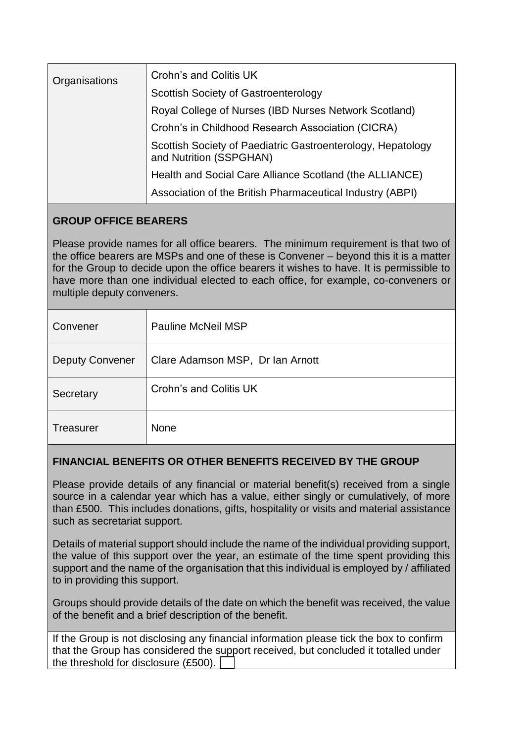| Organisations | Crohn's and Colitis UK<br>Scottish Society of Gastroenterology<br>Royal College of Nurses (IBD Nurses Network Scotland)<br>Crohn's in Childhood Research Association (CICRA)<br>Scottish Society of Paediatric Gastroenterology, Hepatology and Nutrition (SSPGHAN)<br>Health and Social Care Alliance Scotland (the ALLIANCE)<br>Association of the British Pharmaceutical Industry (ABPI) |
|---|---|

**GROUP OFFICE BEARERS**

Please provide names for all office bearers. The minimum requirement is that two of the office bearers are MSPs and one of these is Convener – beyond this it is a matter for the Group to decide upon the office bearers it wishes to have. It is permissible to have more than one individual elected to each office, for example, co-conveners or multiple deputy conveners.

| Convener | Pauline McNeil MSP |
|---|---|
| Deputy Convener | Clare Adamson MSP, Dr Ian Arnott |
| Secretary | Crohn's and Colitis UK |
| Treasurer | None |

**FINANCIAL BENEFITS OR OTHER BENEFITS RECEIVED BY THE GROUP**

Please provide details of any financial or material benefit(s) received from a single source in a calendar year which has a value, either singly or cumulatively, of more than £500. This includes donations, gifts, hospitality or visits and material assistance such as secretariat support.

Details of material support should include the name of the individual providing support, the value of this support over the year, an estimate of the time spent providing this support and the name of the organisation that this individual is employed by / affiliated to in providing this support.

Groups should provide details of the date on which the benefit was received, the value of the benefit and a brief description of the benefit.

If the Group is not disclosing any financial information please tick the box to confirm that the Group has considered the support received, but concluded it totalled under the threshold for disclosure (£500). ☐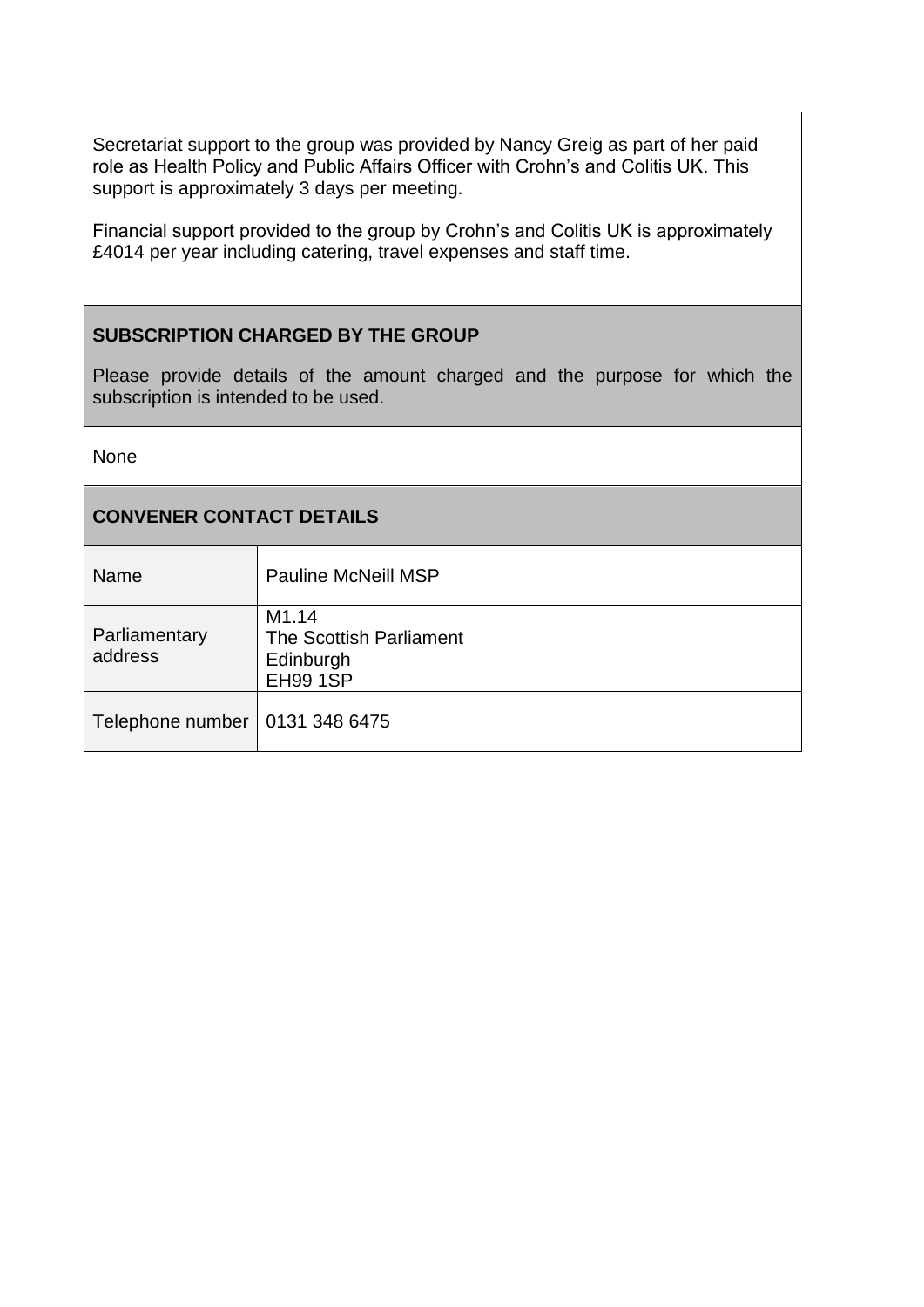Secretariat support to the group was provided by Nancy Greig as part of her paid role as Health Policy and Public Affairs Officer with Crohn's and Colitis UK. This support is approximately 3 days per meeting.

Financial support provided to the group by Crohn's and Colitis UK is approximately £4014 per year including catering, travel expenses and staff time.

## SUBSCRIPTION CHARGED BY THE GROUP

Please provide details of the amount charged and the purpose for which the subscription is intended to be used.

None

## CONVENER CONTACT DETAILS

| | |
|---|---|
| Name | Pauline McNeill MSP |
| Parliamentary address | M1.14<br>The Scottish Parliament<br>Edinburgh<br>EH99 1SP |
| Telephone number | 0131 348 6475 |